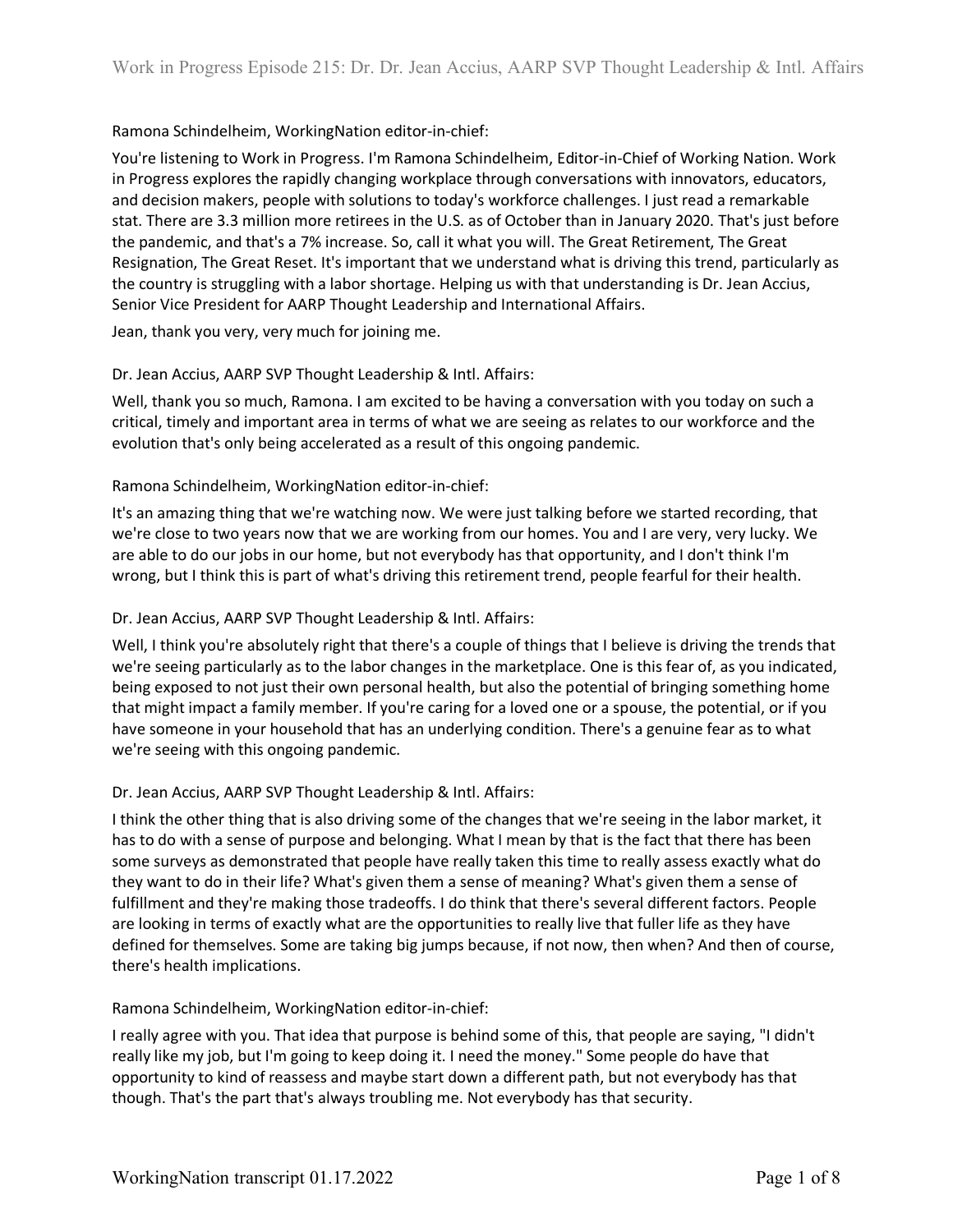Ramona Schindelheim, WorkingNation editor-in-chief:

You're listening to Work in Progress. I'm Ramona Schindelheim, Editor-in-Chief of Working Nation. Work in Progress explores the rapidly changing workplace through conversations with innovators, educators, and decision makers, people with solutions to today's workforce challenges. I just read a remarkable stat. There are 3.3 million more retirees in the U.S. as of October than in January 2020. That's just before the pandemic, and that's a 7% increase. So, call it what you will. The Great Retirement, The Great Resignation, The Great Reset. It's important that we understand what is driving this trend, particularly as the country is struggling with a labor shortage. Helping us with that understanding is Dr. Jean Accius, Senior Vice President for AARP Thought Leadership and International Affairs.

Jean, thank you very, very much for joining me.

Dr. Jean Accius, AARP SVP Thought Leadership & Intl. Affairs:

Well, thank you so much, Ramona. I am excited to be having a conversation with you today on such a critical, timely and important area in terms of what we are seeing as relates to our workforce and the evolution that's only being accelerated as a result of this ongoing pandemic.

Ramona Schindelheim, WorkingNation editor-in-chief:

It's an amazing thing that we're watching now. We were just talking before we started recording, that we're close to two years now that we are working from our homes. You and I are very, very lucky. We are able to do our jobs in our home, but not everybody has that opportunity, and I don't think I'm wrong, but I think this is part of what's driving this retirement trend, people fearful for their health.

Dr. Jean Accius, AARP SVP Thought Leadership & Intl. Affairs:

Well, I think you're absolutely right that there's a couple of things that I believe is driving the trends that we're seeing particularly as to the labor changes in the marketplace. One is this fear of, as you indicated, being exposed to not just their own personal health, but also the potential of bringing something home that might impact a family member. If you're caring for a loved one or a spouse, the potential, or if you have someone in your household that has an underlying condition. There's a genuine fear as to what we're seeing with this ongoing pandemic.

Dr. Jean Accius, AARP SVP Thought Leadership & Intl. Affairs:

I think the other thing that is also driving some of the changes that we're seeing in the labor market, it has to do with a sense of purpose and belonging. What I mean by that is the fact that there has been some surveys as demonstrated that people have really taken this time to really assess exactly what do they want to do in their life? What's given them a sense of meaning? What's given them a sense of fulfillment and they're making those tradeoffs. I do think that there's several different factors. People are looking in terms of exactly what are the opportunities to really live that fuller life as they have defined for themselves. Some are taking big jumps because, if not now, then when? And then of course, there's health implications.

Ramona Schindelheim, WorkingNation editor-in-chief:

I really agree with you. That idea that purpose is behind some of this, that people are saying, "I didn't really like my job, but I'm going to keep doing it. I need the money." Some people do have that opportunity to kind of reassess and maybe start down a different path, but not everybody has that though. That's the part that's always troubling me. Not everybody has that security.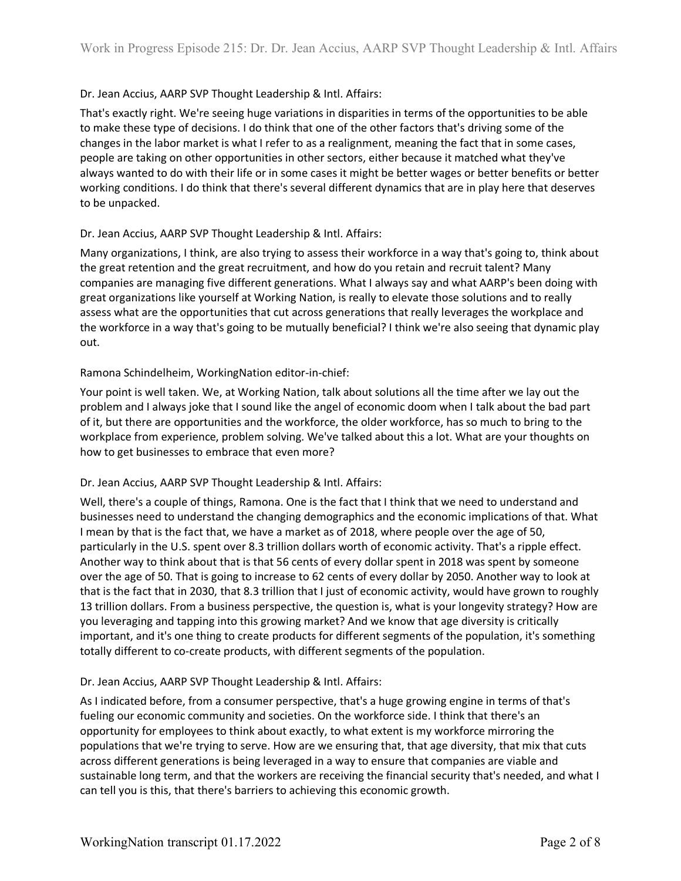Dr. Jean Accius, AARP SVP Thought Leadership & Intl. Affairs:

That's exactly right. We're seeing huge variations in disparities in terms of the opportunities to be able to make these type of decisions. I do think that one of the other factors that's driving some of the changes in the labor market is what I refer to as a realignment, meaning the fact that in some cases, people are taking on other opportunities in other sectors, either because it matched what they've always wanted to do with their life or in some cases it might be better wages or better benefits or better working conditions. I do think that there's several different dynamics that are in play here that deserves to be unpacked.

Dr. Jean Accius, AARP SVP Thought Leadership & Intl. Affairs:

Many organizations, I think, are also trying to assess their workforce in a way that's going to, think about the great retention and the great recruitment, and how do you retain and recruit talent? Many companies are managing five different generations. What I always say and what AARP's been doing with great organizations like yourself at Working Nation, is really to elevate those solutions and to really assess what are the opportunities that cut across generations that really leverages the workplace and the workforce in a way that's going to be mutually beneficial? I think we're also seeing that dynamic play out.

Ramona Schindelheim, WorkingNation editor-in-chief:

Your point is well taken. We, at Working Nation, talk about solutions all the time after we lay out the problem and I always joke that I sound like the angel of economic doom when I talk about the bad part of it, but there are opportunities and the workforce, the older workforce, has so much to bring to the workplace from experience, problem solving. We've talked about this a lot. What are your thoughts on how to get businesses to embrace that even more?

Dr. Jean Accius, AARP SVP Thought Leadership & Intl. Affairs:

Well, there's a couple of things, Ramona. One is the fact that I think that we need to understand and businesses need to understand the changing demographics and the economic implications of that. What I mean by that is the fact that, we have a market as of 2018, where people over the age of 50, particularly in the U.S. spent over 8.3 trillion dollars worth of economic activity. That's a ripple effect. Another way to think about that is that 56 cents of every dollar spent in 2018 was spent by someone over the age of 50. That is going to increase to 62 cents of every dollar by 2050. Another way to look at that is the fact that in 2030, that 8.3 trillion that I just of economic activity, would have grown to roughly 13 trillion dollars. From a business perspective, the question is, what is your longevity strategy? How are you leveraging and tapping into this growing market? And we know that age diversity is critically important, and it's one thing to create products for different segments of the population, it's something totally different to co-create products, with different segments of the population.

Dr. Jean Accius, AARP SVP Thought Leadership & Intl. Affairs:

As I indicated before, from a consumer perspective, that's a huge growing engine in terms of that's fueling our economic community and societies. On the workforce side. I think that there's an opportunity for employees to think about exactly, to what extent is my workforce mirroring the populations that we're trying to serve. How are we ensuring that, that age diversity, that mix that cuts across different generations is being leveraged in a way to ensure that companies are viable and sustainable long term, and that the workers are receiving the financial security that's needed, and what I can tell you is this, that there's barriers to achieving this economic growth.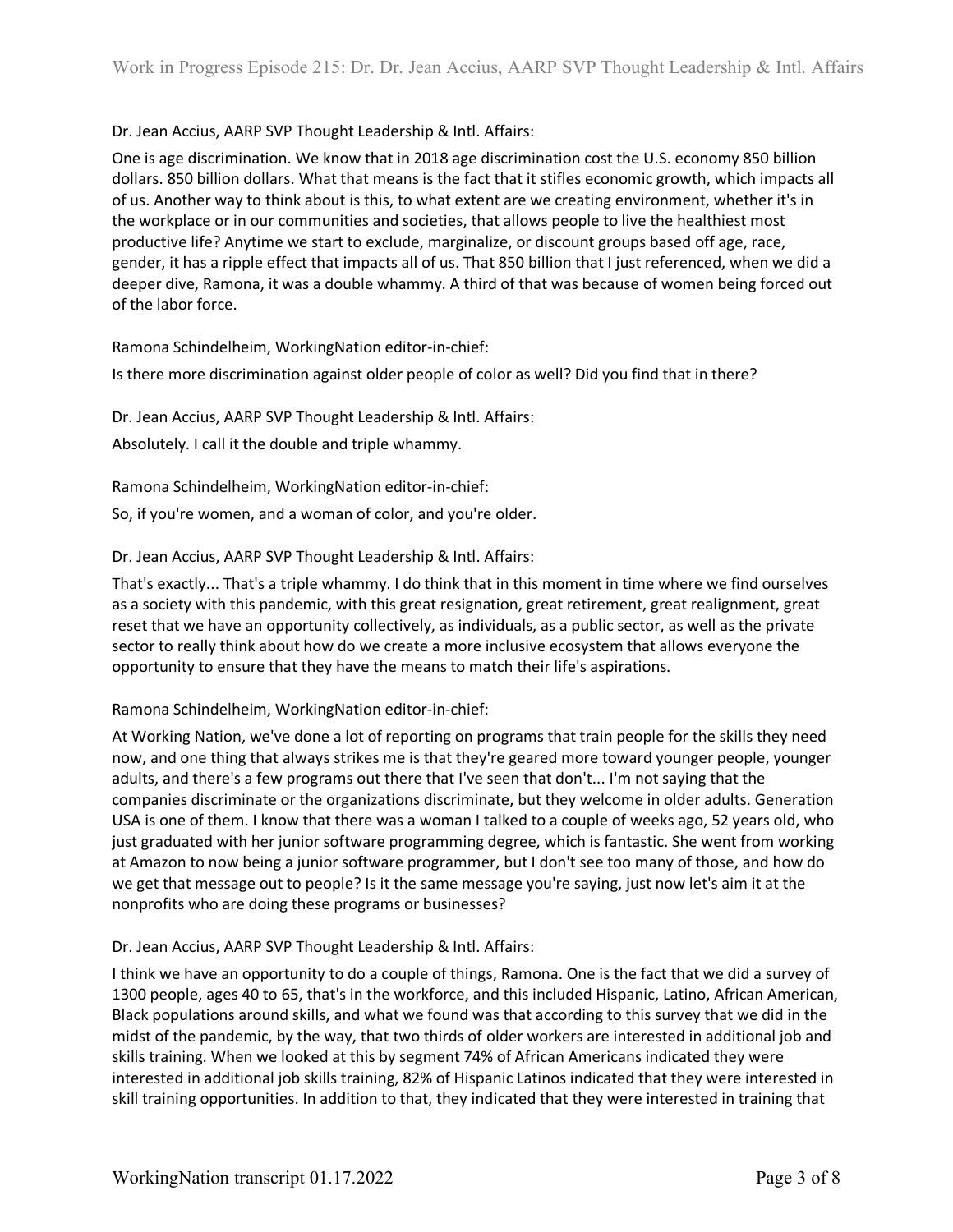Dr. Jean Accius, AARP SVP Thought Leadership & Intl. Affairs:

One is age discrimination. We know that in 2018 age discrimination cost the U.S. economy 850 billion dollars. 850 billion dollars. What that means is the fact that it stifles economic growth, which impacts all of us. Another way to think about is this, to what extent are we creating environment, whether it's in the workplace or in our communities and societies, that allows people to live the healthiest most productive life? Anytime we start to exclude, marginalize, or discount groups based off age, race, gender, it has a ripple effect that impacts all of us. That 850 billion that I just referenced, when we did a deeper dive, Ramona, it was a double whammy. A third of that was because of women being forced out of the labor force.

Ramona Schindelheim, WorkingNation editor-in-chief:

Is there more discrimination against older people of color as well? Did you find that in there?

Dr. Jean Accius, AARP SVP Thought Leadership & Intl. Affairs:

Absolutely. I call it the double and triple whammy.

Ramona Schindelheim, WorkingNation editor-in-chief:

So, if you're women, and a woman of color, and you're older.

Dr. Jean Accius, AARP SVP Thought Leadership & Intl. Affairs:

That's exactly... That's a triple whammy. I do think that in this moment in time where we find ourselves as a society with this pandemic, with this great resignation, great retirement, great realignment, great reset that we have an opportunity collectively, as individuals, as a public sector, as well as the private sector to really think about how do we create a more inclusive ecosystem that allows everyone the opportunity to ensure that they have the means to match their life's aspirations.

Ramona Schindelheim, WorkingNation editor-in-chief:

At Working Nation, we've done a lot of reporting on programs that train people for the skills they need now, and one thing that always strikes me is that they're geared more toward younger people, younger adults, and there's a few programs out there that I've seen that don't... I'm not saying that the companies discriminate or the organizations discriminate, but they welcome in older adults. Generation USA is one of them. I know that there was a woman I talked to a couple of weeks ago, 52 years old, who just graduated with her junior software programming degree, which is fantastic. She went from working at Amazon to now being a junior software programmer, but I don't see too many of those, and how do we get that message out to people? Is it the same message you're saying, just now let's aim it at the nonprofits who are doing these programs or businesses?

Dr. Jean Accius, AARP SVP Thought Leadership & Intl. Affairs:

I think we have an opportunity to do a couple of things, Ramona. One is the fact that we did a survey of 1300 people, ages 40 to 65, that's in the workforce, and this included Hispanic, Latino, African American, Black populations around skills, and what we found was that according to this survey that we did in the midst of the pandemic, by the way, that two thirds of older workers are interested in additional job and skills training. When we looked at this by segment 74% of African Americans indicated they were interested in additional job skills training, 82% of Hispanic Latinos indicated that they were interested in skill training opportunities. In addition to that, they indicated that they were interested in training that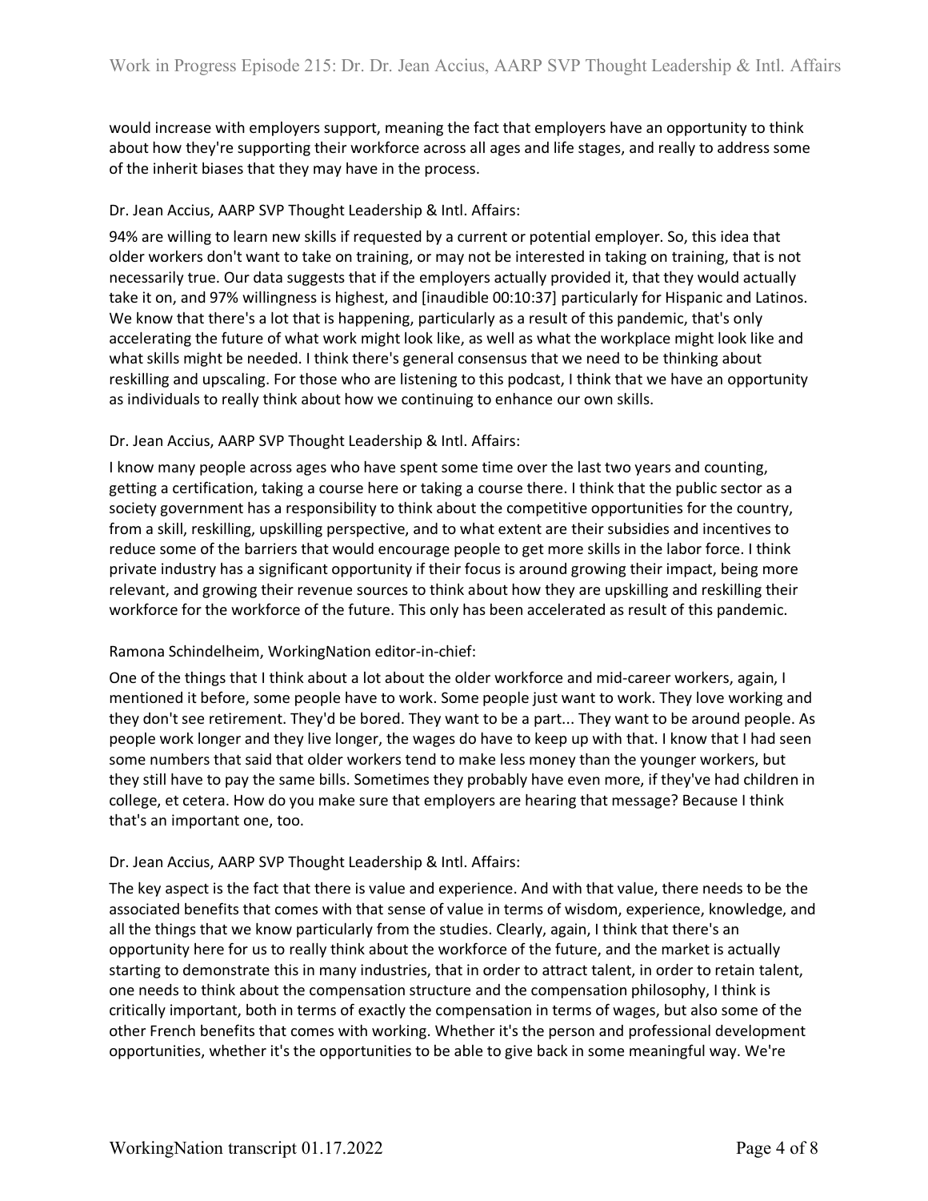would increase with employers support, meaning the fact that employers have an opportunity to think about how they're supporting their workforce across all ages and life stages, and really to address some of the inherit biases that they may have in the process.

Dr. Jean Accius, AARP SVP Thought Leadership & Intl. Affairs:

94% are willing to learn new skills if requested by a current or potential employer. So, this idea that older workers don't want to take on training, or may not be interested in taking on training, that is not necessarily true. Our data suggests that if the employers actually provided it, that they would actually take it on, and 97% willingness is highest, and [inaudible 00:10:37] particularly for Hispanic and Latinos. We know that there's a lot that is happening, particularly as a result of this pandemic, that's only accelerating the future of what work might look like, as well as what the workplace might look like and what skills might be needed. I think there's general consensus that we need to be thinking about reskilling and upscaling. For those who are listening to this podcast, I think that we have an opportunity as individuals to really think about how we continuing to enhance our own skills.

Dr. Jean Accius, AARP SVP Thought Leadership & Intl. Affairs:

I know many people across ages who have spent some time over the last two years and counting, getting a certification, taking a course here or taking a course there. I think that the public sector as a society government has a responsibility to think about the competitive opportunities for the country, from a skill, reskilling, upskilling perspective, and to what extent are their subsidies and incentives to reduce some of the barriers that would encourage people to get more skills in the labor force. I think private industry has a significant opportunity if their focus is around growing their impact, being more relevant, and growing their revenue sources to think about how they are upskilling and reskilling their workforce for the workforce of the future. This only has been accelerated as result of this pandemic.

Ramona Schindelheim, WorkingNation editor-in-chief:

One of the things that I think about a lot about the older workforce and mid-career workers, again, I mentioned it before, some people have to work. Some people just want to work. They love working and they don't see retirement. They'd be bored. They want to be a part... They want to be around people. As people work longer and they live longer, the wages do have to keep up with that. I know that I had seen some numbers that said that older workers tend to make less money than the younger workers, but they still have to pay the same bills. Sometimes they probably have even more, if they've had children in college, et cetera. How do you make sure that employers are hearing that message? Because I think that's an important one, too.

Dr. Jean Accius, AARP SVP Thought Leadership & Intl. Affairs:

The key aspect is the fact that there is value and experience. And with that value, there needs to be the associated benefits that comes with that sense of value in terms of wisdom, experience, knowledge, and all the things that we know particularly from the studies. Clearly, again, I think that there's an opportunity here for us to really think about the workforce of the future, and the market is actually starting to demonstrate this in many industries, that in order to attract talent, in order to retain talent, one needs to think about the compensation structure and the compensation philosophy, I think is critically important, both in terms of exactly the compensation in terms of wages, but also some of the other French benefits that comes with working. Whether it's the person and professional development opportunities, whether it's the opportunities to be able to give back in some meaningful way. We're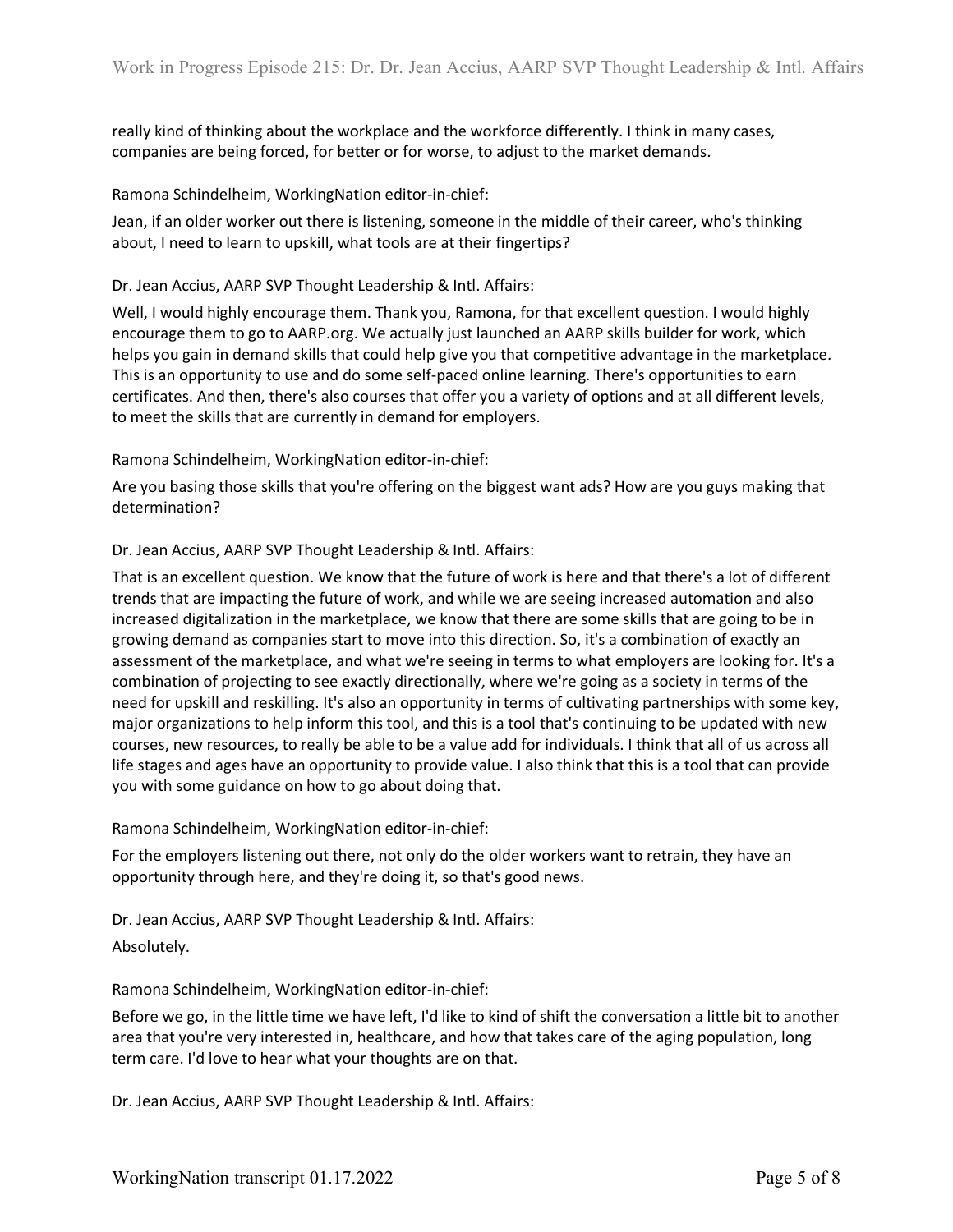really kind of thinking about the workplace and the workforce differently. I think in many cases, companies are being forced, for better or for worse, to adjust to the market demands.

Ramona Schindelheim, WorkingNation editor-in-chief:

Jean, if an older worker out there is listening, someone in the middle of their career, who's thinking about, I need to learn to upskill, what tools are at their fingertips?

Dr. Jean Accius, AARP SVP Thought Leadership & Intl. Affairs:

Well, I would highly encourage them. Thank you, Ramona, for that excellent question. I would highly encourage them to go to AARP.org. We actually just launched an AARP skills builder for work, which helps you gain in demand skills that could help give you that competitive advantage in the marketplace. This is an opportunity to use and do some self-paced online learning. There's opportunities to earn certificates. And then, there's also courses that offer you a variety of options and at all different levels, to meet the skills that are currently in demand for employers.

Ramona Schindelheim, WorkingNation editor-in-chief:

Are you basing those skills that you're offering on the biggest want ads? How are you guys making that determination?

Dr. Jean Accius, AARP SVP Thought Leadership & Intl. Affairs:

That is an excellent question. We know that the future of work is here and that there's a lot of different trends that are impacting the future of work, and while we are seeing increased automation and also increased digitalization in the marketplace, we know that there are some skills that are going to be in growing demand as companies start to move into this direction. So, it's a combination of exactly an assessment of the marketplace, and what we're seeing in terms to what employers are looking for. It's a combination of projecting to see exactly directionally, where we're going as a society in terms of the need for upskill and reskilling. It's also an opportunity in terms of cultivating partnerships with some key, major organizations to help inform this tool, and this is a tool that's continuing to be updated with new courses, new resources, to really be able to be a value add for individuals. I think that all of us across all life stages and ages have an opportunity to provide value. I also think that this is a tool that can provide you with some guidance on how to go about doing that.

Ramona Schindelheim, WorkingNation editor-in-chief:

For the employers listening out there, not only do the older workers want to retrain, they have an opportunity through here, and they're doing it, so that's good news.

Dr. Jean Accius, AARP SVP Thought Leadership & Intl. Affairs:

Absolutely.

Ramona Schindelheim, WorkingNation editor-in-chief:

Before we go, in the little time we have left, I'd like to kind of shift the conversation a little bit to another area that you're very interested in, healthcare, and how that takes care of the aging population, long term care. I'd love to hear what your thoughts are on that.

Dr. Jean Accius, AARP SVP Thought Leadership & Intl. Affairs: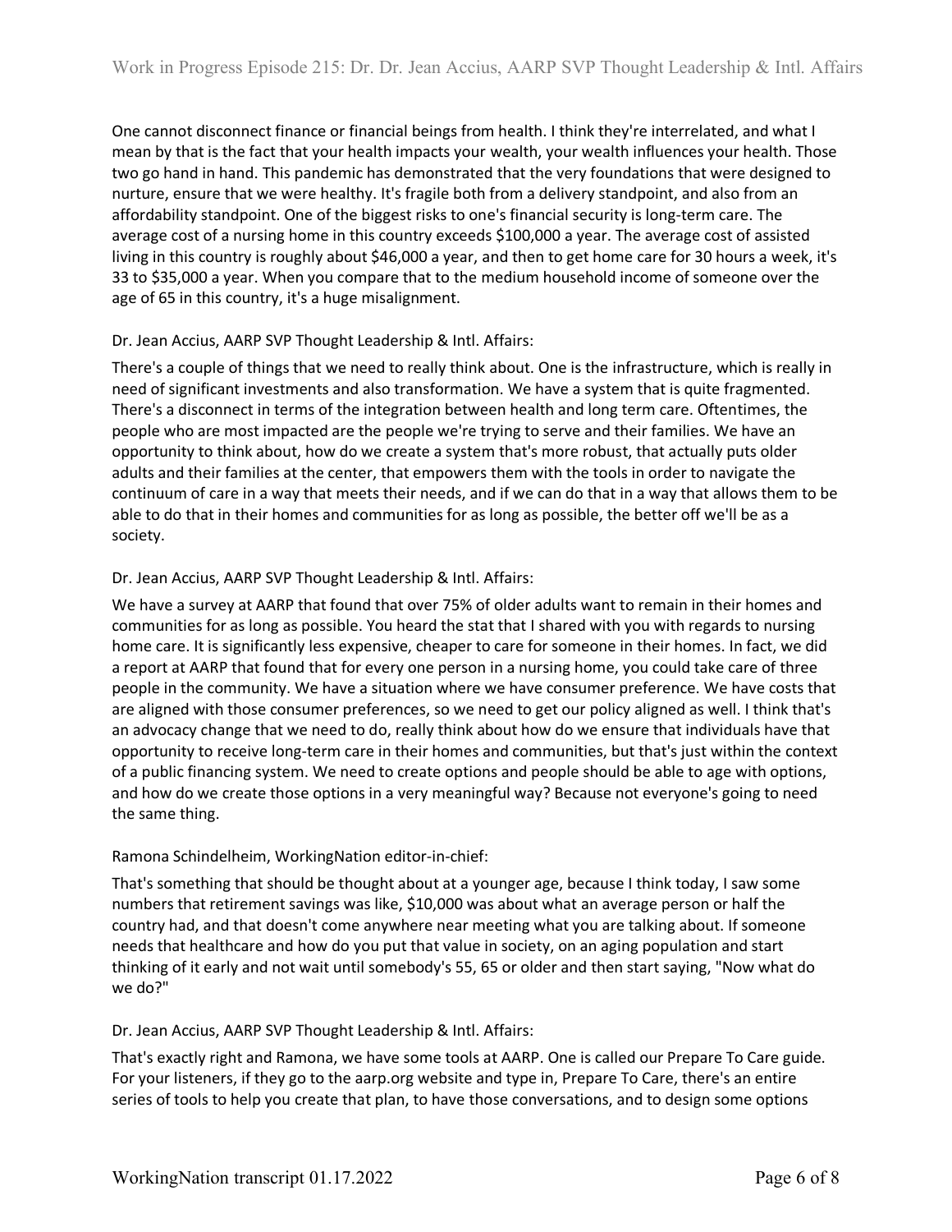One cannot disconnect finance or financial beings from health. I think they're interrelated, and what I mean by that is the fact that your health impacts your wealth, your wealth influences your health. Those two go hand in hand. This pandemic has demonstrated that the very foundations that were designed to nurture, ensure that we were healthy. It's fragile both from a delivery standpoint, and also from an affordability standpoint. One of the biggest risks to one's financial security is long-term care. The average cost of a nursing home in this country exceeds $100,000 a year. The average cost of assisted living in this country is roughly about $46,000 a year, and then to get home care for 30 hours a week, it's 33 to $35,000 a year. When you compare that to the medium household income of someone over the age of 65 in this country, it's a huge misalignment.

Dr. Jean Accius, AARP SVP Thought Leadership & Intl. Affairs:

There's a couple of things that we need to really think about. One is the infrastructure, which is really in need of significant investments and also transformation. We have a system that is quite fragmented. There's a disconnect in terms of the integration between health and long term care. Oftentimes, the people who are most impacted are the people we're trying to serve and their families. We have an opportunity to think about, how do we create a system that's more robust, that actually puts older adults and their families at the center, that empowers them with the tools in order to navigate the continuum of care in a way that meets their needs, and if we can do that in a way that allows them to be able to do that in their homes and communities for as long as possible, the better off we'll be as a society.

Dr. Jean Accius, AARP SVP Thought Leadership & Intl. Affairs:

We have a survey at AARP that found that over 75% of older adults want to remain in their homes and communities for as long as possible. You heard the stat that I shared with you with regards to nursing home care. It is significantly less expensive, cheaper to care for someone in their homes. In fact, we did a report at AARP that found that for every one person in a nursing home, you could take care of three people in the community. We have a situation where we have consumer preference. We have costs that are aligned with those consumer preferences, so we need to get our policy aligned as well. I think that's an advocacy change that we need to do, really think about how do we ensure that individuals have that opportunity to receive long-term care in their homes and communities, but that's just within the context of a public financing system. We need to create options and people should be able to age with options, and how do we create those options in a very meaningful way? Because not everyone's going to need the same thing.

Ramona Schindelheim, WorkingNation editor-in-chief:

That's something that should be thought about at a younger age, because I think today, I saw some numbers that retirement savings was like, $10,000 was about what an average person or half the country had, and that doesn't come anywhere near meeting what you are talking about. If someone needs that healthcare and how do you put that value in society, on an aging population and start thinking of it early and not wait until somebody's 55, 65 or older and then start saying, "Now what do we do?"

Dr. Jean Accius, AARP SVP Thought Leadership & Intl. Affairs:

That's exactly right and Ramona, we have some tools at AARP. One is called our Prepare To Care guide. For your listeners, if they go to the aarp.org website and type in, Prepare To Care, there's an entire series of tools to help you create that plan, to have those conversations, and to design some options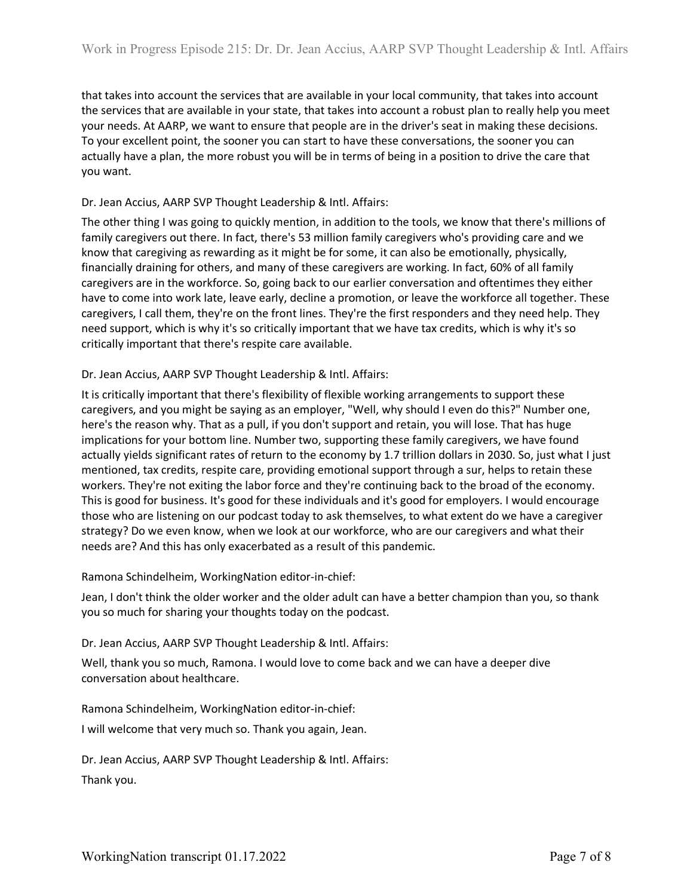that takes into account the services that are available in your local community, that takes into account the services that are available in your state, that takes into account a robust plan to really help you meet your needs. At AARP, we want to ensure that people are in the driver's seat in making these decisions. To your excellent point, the sooner you can start to have these conversations, the sooner you can actually have a plan, the more robust you will be in terms of being in a position to drive the care that you want.

Dr. Jean Accius, AARP SVP Thought Leadership & Intl. Affairs:

The other thing I was going to quickly mention, in addition to the tools, we know that there's millions of family caregivers out there. In fact, there's 53 million family caregivers who's providing care and we know that caregiving as rewarding as it might be for some, it can also be emotionally, physically, financially draining for others, and many of these caregivers are working. In fact, 60% of all family caregivers are in the workforce. So, going back to our earlier conversation and oftentimes they either have to come into work late, leave early, decline a promotion, or leave the workforce all together. These caregivers, I call them, they're on the front lines. They're the first responders and they need help. They need support, which is why it's so critically important that we have tax credits, which is why it's so critically important that there's respite care available.

Dr. Jean Accius, AARP SVP Thought Leadership & Intl. Affairs:

It is critically important that there's flexibility of flexible working arrangements to support these caregivers, and you might be saying as an employer, "Well, why should I even do this?" Number one, here's the reason why. That as a pull, if you don't support and retain, you will lose. That has huge implications for your bottom line. Number two, supporting these family caregivers, we have found actually yields significant rates of return to the economy by 1.7 trillion dollars in 2030. So, just what I just mentioned, tax credits, respite care, providing emotional support through a sur, helps to retain these workers. They're not exiting the labor force and they're continuing back to the broad of the economy. This is good for business. It's good for these individuals and it's good for employers. I would encourage those who are listening on our podcast today to ask themselves, to what extent do we have a caregiver strategy? Do we even know, when we look at our workforce, who are our caregivers and what their needs are? And this has only exacerbated as a result of this pandemic.

Ramona Schindelheim, WorkingNation editor-in-chief:

Jean, I don't think the older worker and the older adult can have a better champion than you, so thank you so much for sharing your thoughts today on the podcast.

Dr. Jean Accius, AARP SVP Thought Leadership & Intl. Affairs:

Well, thank you so much, Ramona. I would love to come back and we can have a deeper dive conversation about healthcare.

Ramona Schindelheim, WorkingNation editor-in-chief:

I will welcome that very much so. Thank you again, Jean.

Dr. Jean Accius, AARP SVP Thought Leadership & Intl. Affairs:

Thank you.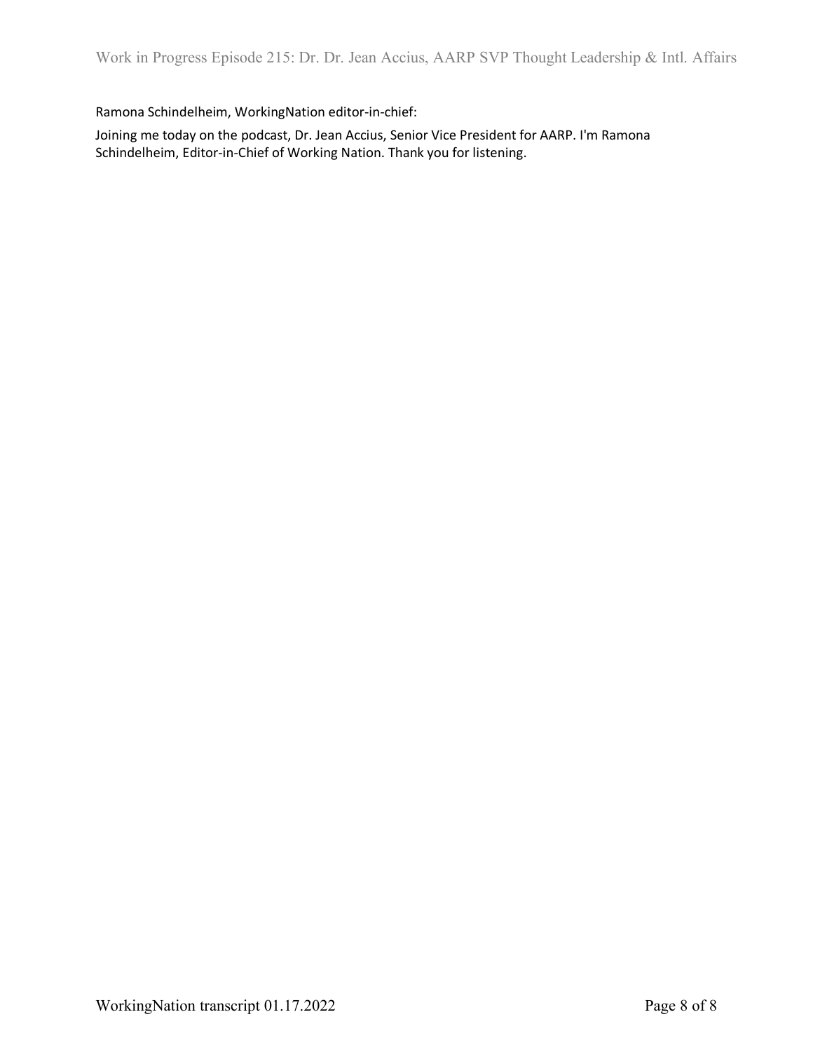Ramona Schindelheim, WorkingNation editor-in-chief:

Joining me today on the podcast, Dr. Jean Accius, Senior Vice President for AARP. I'm Ramona Schindelheim, Editor-in-Chief of Working Nation. Thank you for listening.